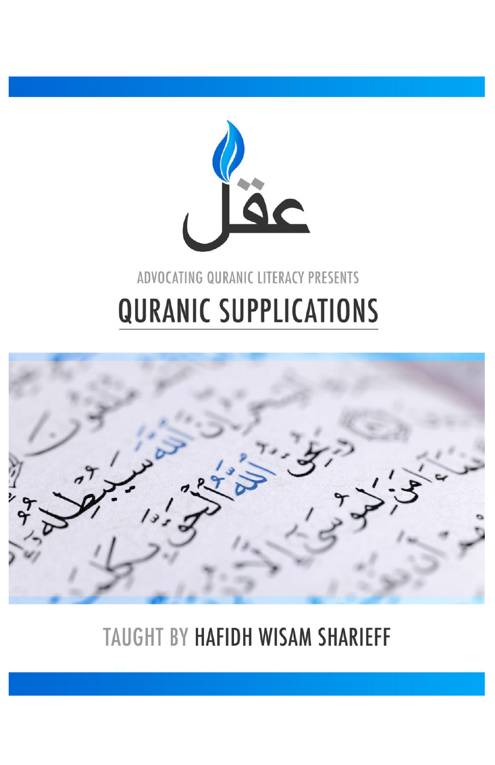عقل

ADVOCATING QURANIC LITERACY PRESENTS

# QURANIC SUPPLICATIONS

TAUGHT BY HAFIDH WISAM SHARIEFF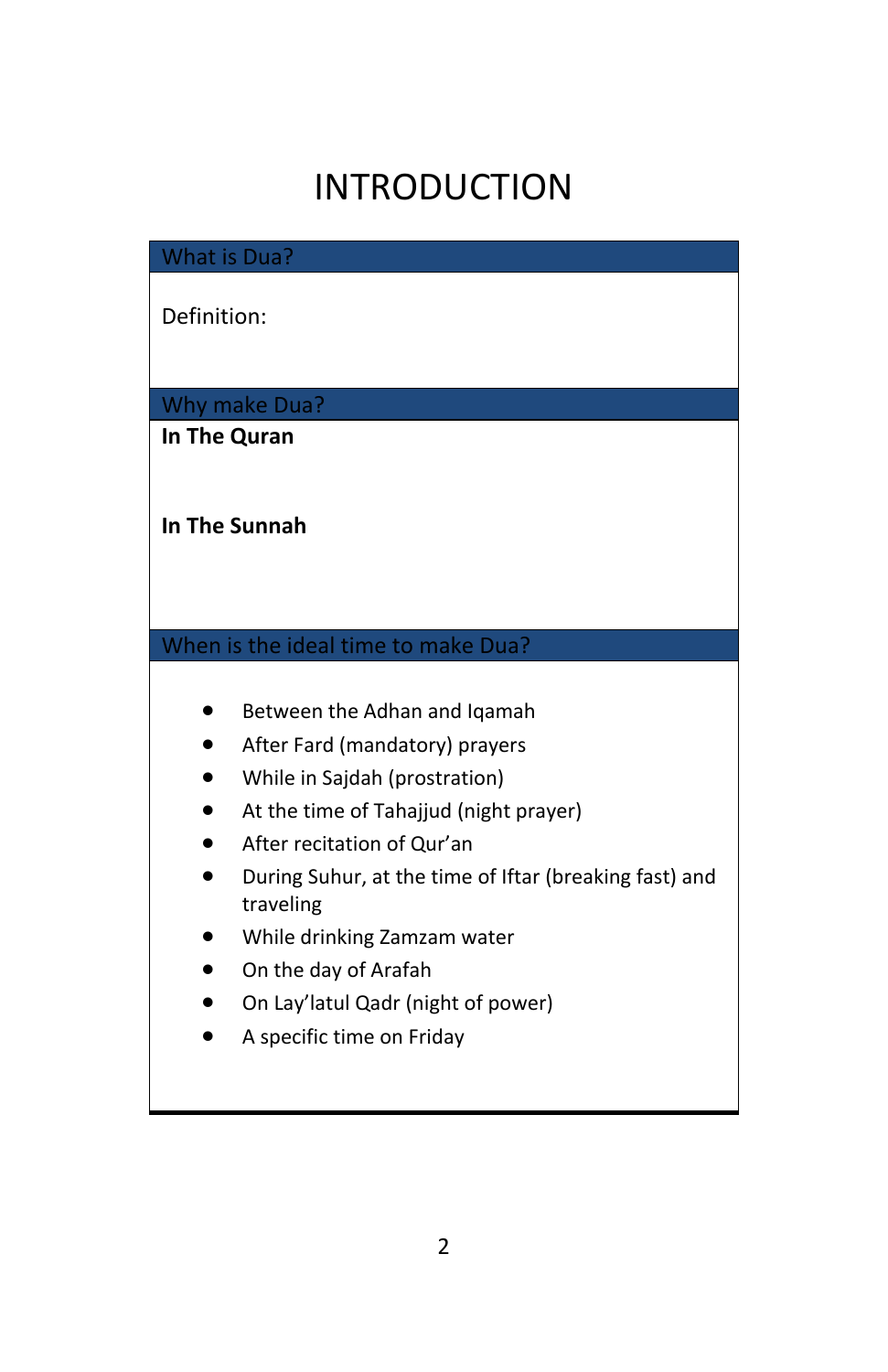# INTRODUCTION

## What is Dua?

Definition:

## Why make Dua?

**In The Quran**

**In The Sunnah**

## When is the ideal time to make Dua?

- Between the Adhan and Iqamah
- After Fard (mandatory) prayers
- While in Sajdah (prostration)
- At the time of Tahajjud (night prayer)
- After recitation of Qur'an
- During Suhur, at the time of Iftar (breaking fast) and traveling
- While drinking Zamzam water
- On the day of Arafah
- On Lay'latul Qadr (night of power)
- A specific time on Friday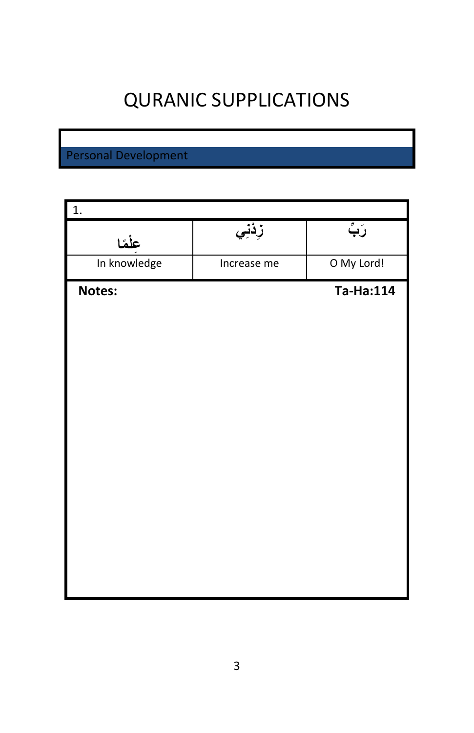# QURANIC SUPPLICATIONS

## Personal Development

| 1. | | |
|---|---|---|
| عِلْمًا | زِدْنِي | رَبِّ |
| In knowledge | Increase me | O My Lord! |

**Notes:** **Ta-Ha:114**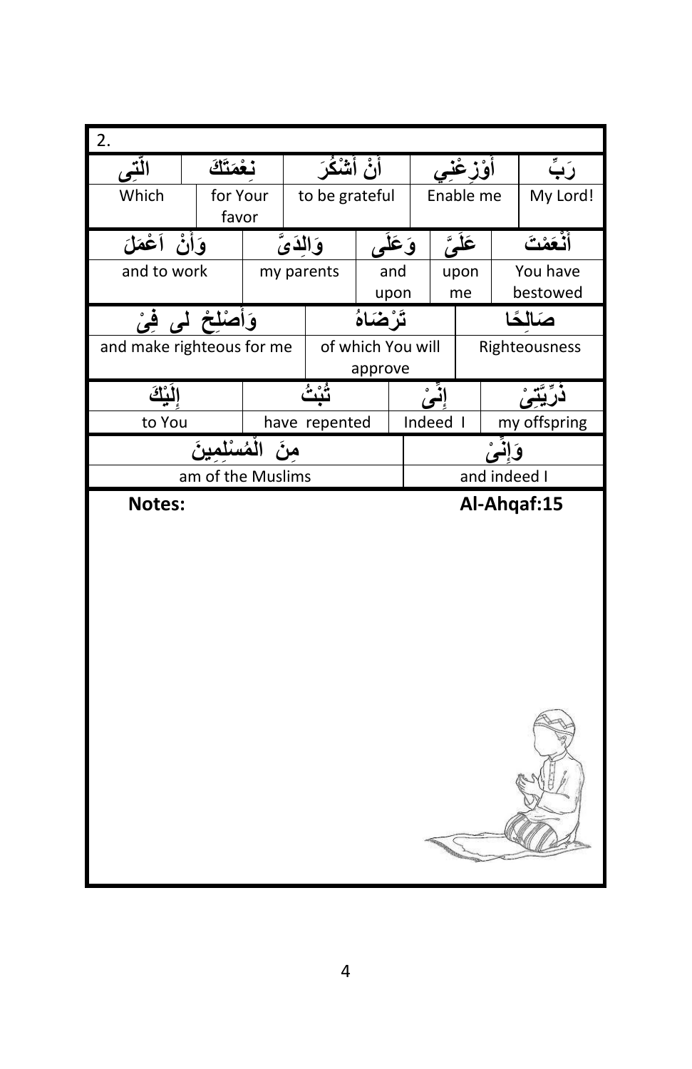2.

| الَّتِي | نِعْمَتَكَ | أَنْ أَشْكُرَ | أَوْزِعْنِي | رَبِّ |
|---|---|---|---|---|
| Which | for Your favor | to be grateful | Enable me | My Lord! |

| وَأَنْ اَعْمَلَ | وَالِدَىَّ | وَعَلَى | عَلَيَّ | أَنْعَمْتَ |
|---|---|---|---|---|
| and to work | my parents | and upon | upon me | You have bestowed |

| وَأَصْلِحْ لِى فِىْ | تَرْضَاهُ | صَالِحًا |
|---|---|---|
| and make righteous for me | of which You will approve | Righteousness |

| إِلَيْكَ | تُبْتُ | إِنِّىْ | ذُرِّيَّتِىْ |
|---|---|---|---|
| to You | have repented | Indeed I | my offspring |

| مِنَ الْمُسْلِمِينَ | وَإِنِّىْ |
|---|---|
| am of the Muslims | and indeed I |

**Notes:** **Al-Ahqaf:15**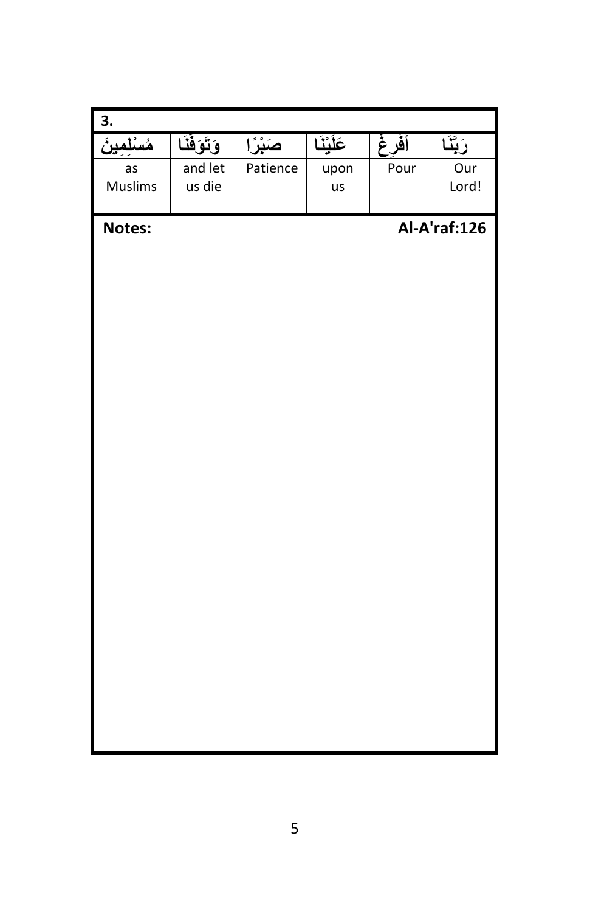**3.**

| مُسْلِمِينَ | وَتَوَفَّنَا | صَبْرًا | عَلَيْنَا | أَفْرِغْ | رَبَّنَا |
|---|---|---|---|---|---|
| as Muslims | and let us die | Patience | upon us | Pour | Our Lord! |

**Notes:** **Al-A'raf:126**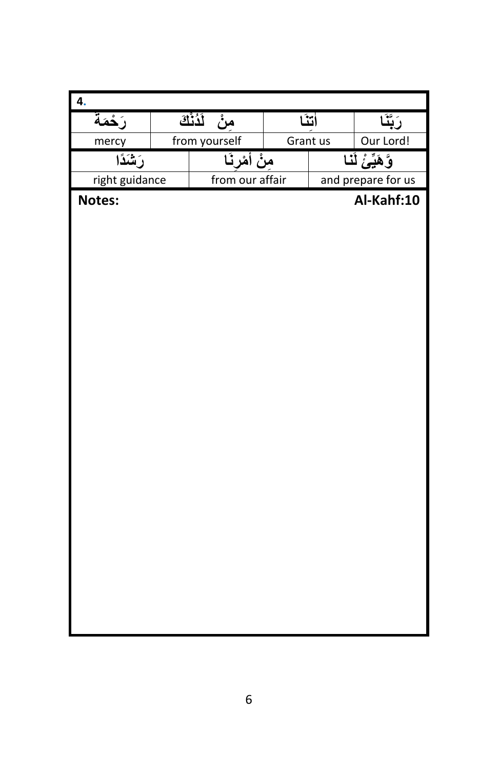**4.**

| رَحْمَةً | مِنْ لَدُنْكَ | آتِنَا | رَبَّنَا |
| --- | --- | --- | --- |
| mercy | from yourself | Grant us | Our Lord! |

| رَشَدًا | مِنْ أَمْرِنَا | وَهَيِّئْ لَنَا |
| --- | --- | --- |
| right guidance | from our affair | and prepare for us |

**Notes:** **Al-Kahf:10**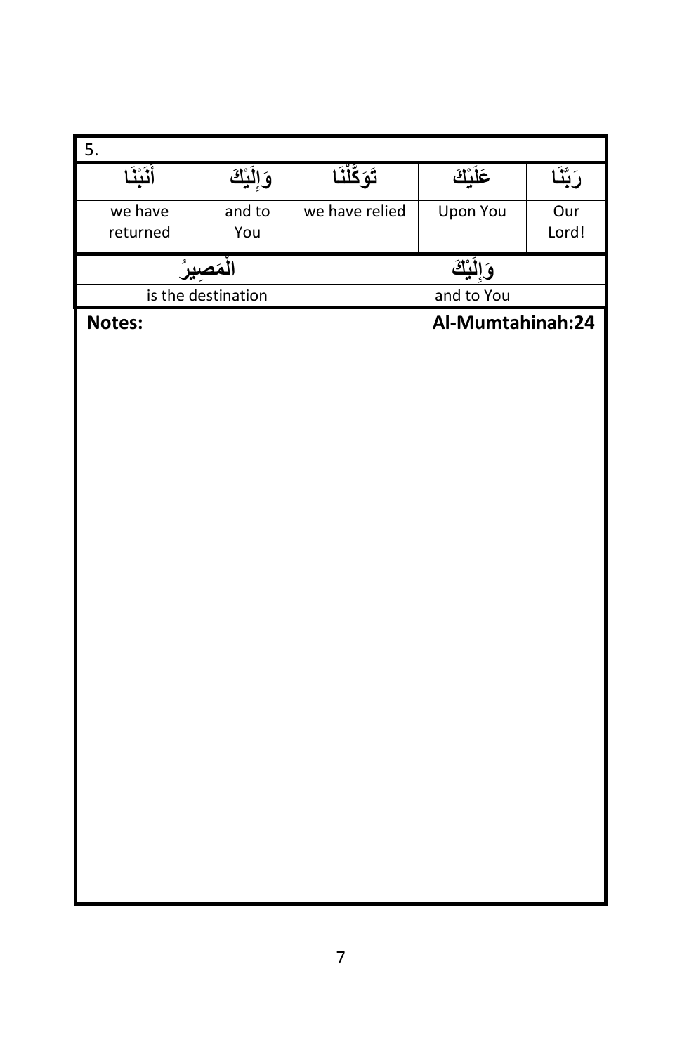5.

| أَنَبْنَا | وَإِلَيْكَ | تَوَكَّلْنَا | عَلَيْكَ | رَبَّنَا |
|---|---|---|---|---|
| we have returned | and to You | we have relied | Upon You | Our Lord! |

| الْمَصِيرُ | وَإِلَيْكَ |
|---|---|
| is the destination | and to You |

**Notes:** **Al-Mumtahinah:24**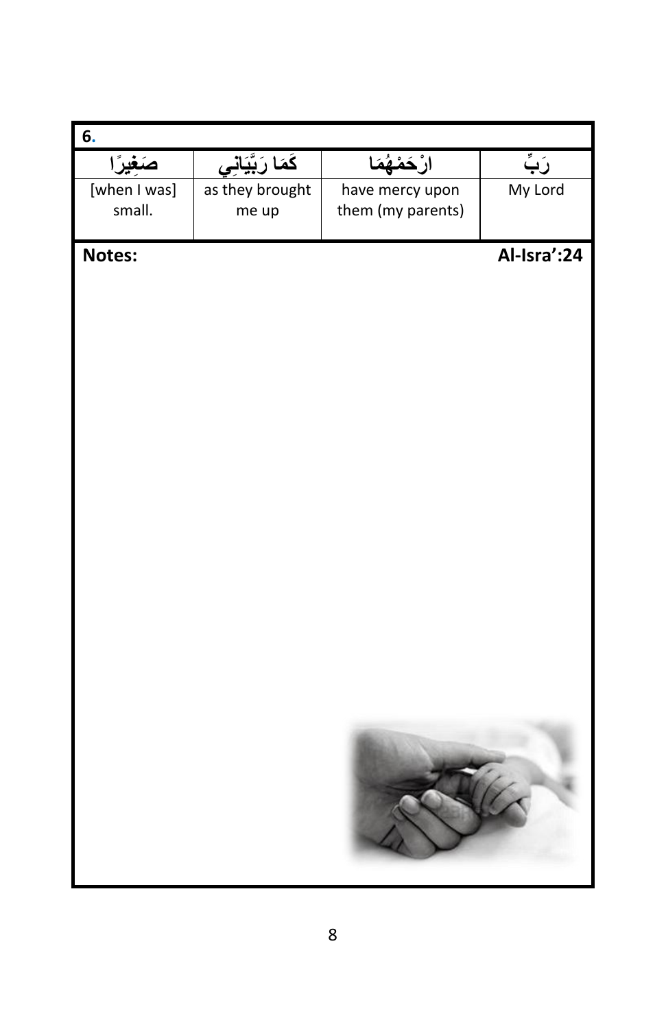**6.**

| صَغِيرًا | كَمَا رَبَّيَانِي | ارْحَمْهُمَا | رَبِّ |
|---|---|---|---|
| [when I was] small. | as they brought me up | have mercy upon them (my parents) | My Lord |

**Notes:** **Al-Isra':24**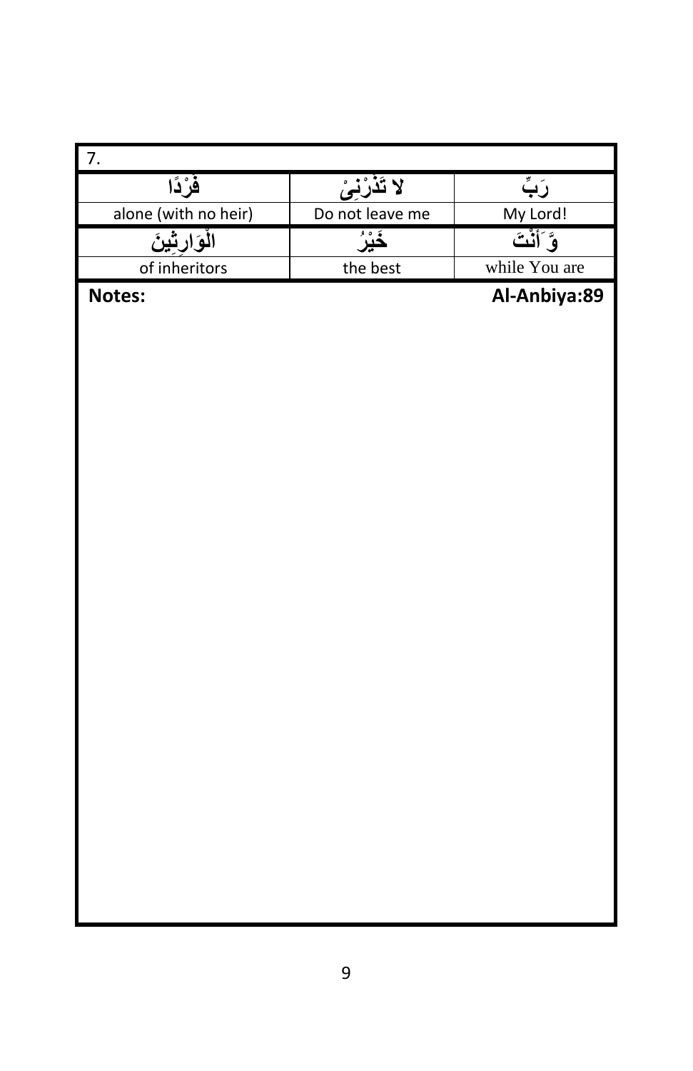| 7. | | |
|---|---|---|
| فَرْدًا | لا تَذَرْنِىْ | رَبِّ |
| alone (with no heir) | Do not leave me | My Lord! |
| الْوَارِثِينَ | خَيْرُ | وَّ أَنْتَ |
| of inheritors | the best | while You are |

**Notes:** **Al-Anbiya:89**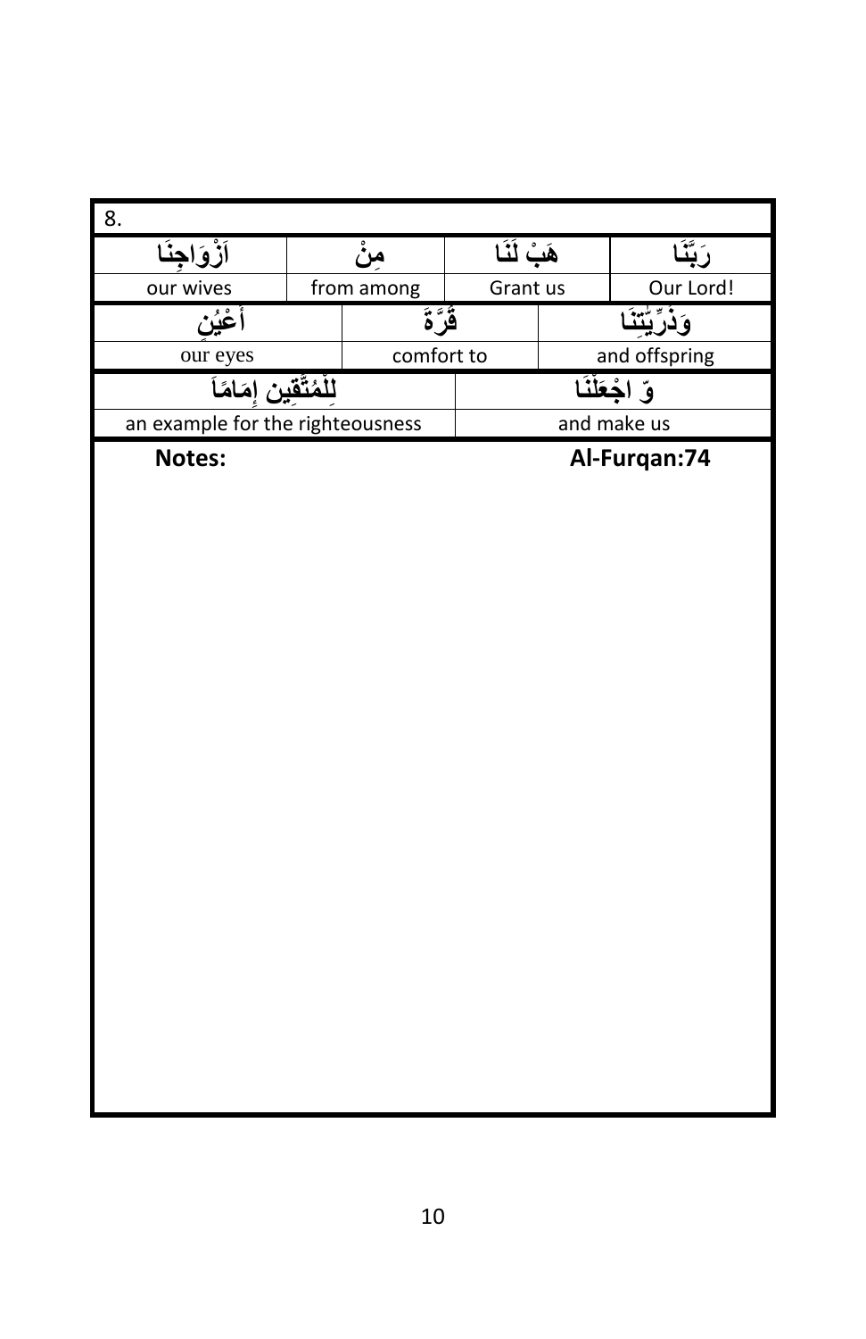8.

| اَزْوَاجِنَا | مِنْ | هَبْ لَنَا | رَبَّنَا |
|---|---|---|---|
| our wives | from among | Grant us | Our Lord! |

| أَعْيُنٍ | قُرَّةَ | وَذُرِّيّٰتِنَا |
|---|---|---|
| our eyes | comfort to | and offspring |

| لِلْمُتَّقِين إِمَامًا | وّ اجْعَلْنَا |
|---|---|
| an example for the righteousness | and make us |

**Notes:** **Al-Furqan:74**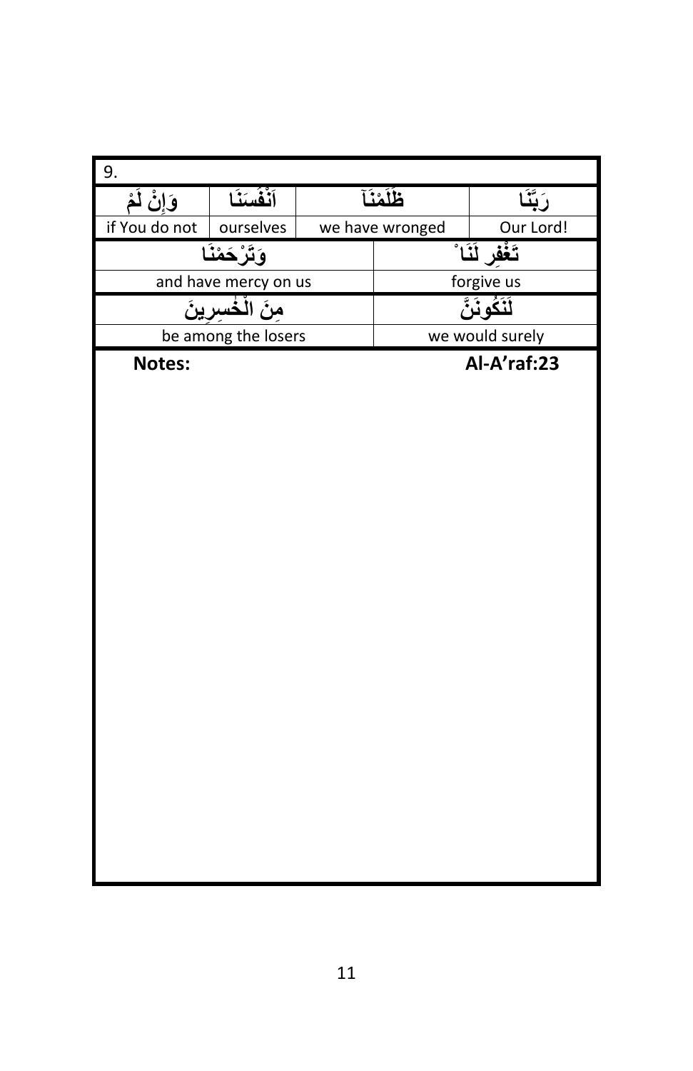| 9. | | | |
|---|---|---|---|
| وَإِنْ لَمْ | اَنْفُسَنَا | ظَلَمْنَآ | رَبَّنَا |
| if You do not | ourselves | we have wronged | Our Lord! |
| وَتَرْحَمْنَا | | تَغْفِر لَنَا | |
| and have mercy on us | | forgive us | |
| مِنَ الْخٰسِرِينَ | | لَنَكُونَنَّ | |
| be among the losers | | we would surely | |

**Notes:** **Al-A'raf:23**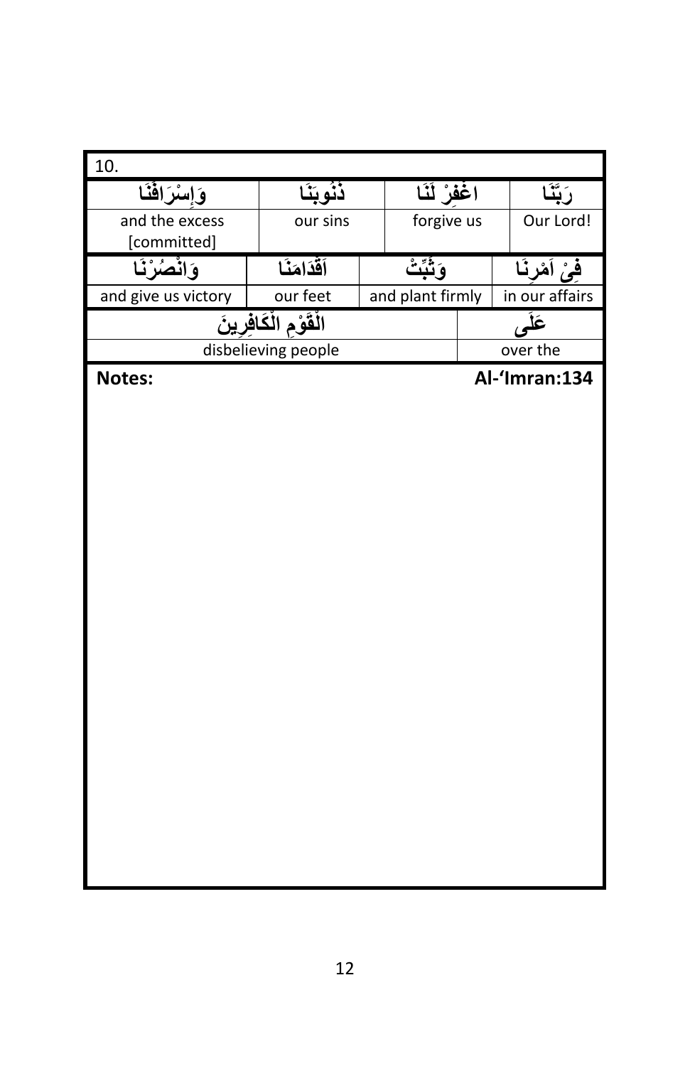10.

| وَإِسْرَافَنَا | ذُنُوبَنَا | اغْفِرْ لَنَا | رَبَّنَا |
|---|---|---|---|
| and the excess [committed] | our sins | forgive us | Our Lord! |

| وَانْصُرْنَا | اَقْدَامَنَا | وَثَبِّتْ | فِيْ اَمْرِنَا |
|---|---|---|---|
| and give us victory | our feet | and plant firmly | in our affairs |

| الْقَوْمِ الْكَافِرِينَ | عَلَى |
|---|---|
| disbelieving people | over the |

**Notes:** **Al-'Imran:134**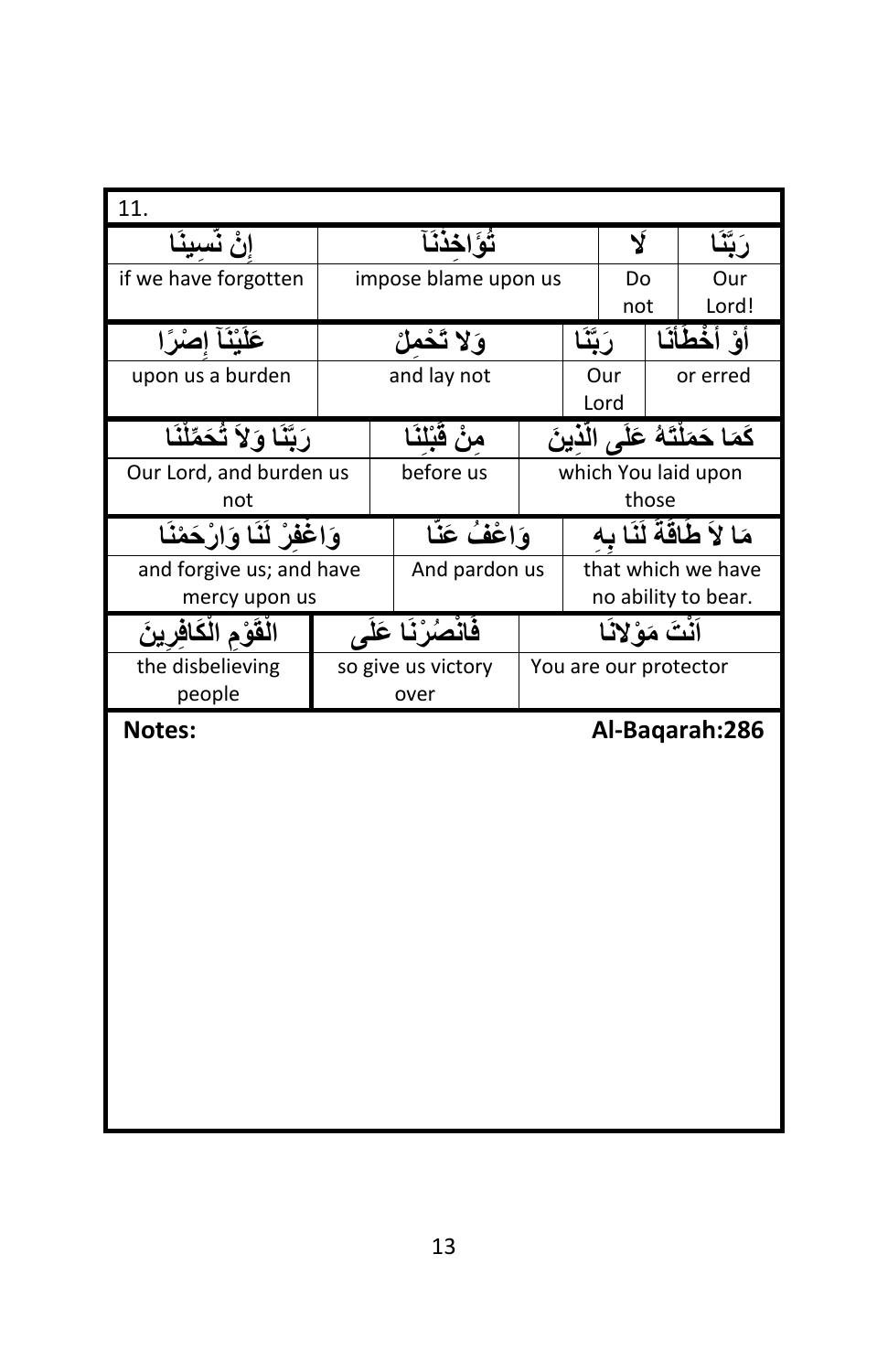11.

| إِنْ نَّسِينَا | تُؤَاخِذْنَآ | لَا | رَبَّنَا |
|---|---|---|---|
| if we have forgotten | impose blame upon us | Do not | Our Lord! |

| عَلَيْنَآ إِصْرًا | وَلا تَحْمِلْ | رَبَّنَا | أَوْ أَخْطَأْنَا |
|---|---|---|---|
| upon us a burden | and lay not | Our Lord | or erred |

| رَبَّنَا وَلاَ تُحَمِّلْنَا | مِنْ قَبْلِنَا | كَمَا حَمَلْتَهُ عَلَى الَّذِينَ |
|---|---|---|
| Our Lord, and burden us not | before us | which You laid upon those |

| وَاغْفِرْ لَنَا وَارْحَمْنَا | وَاعْفُ عَنَّا | مَا لاَ طَاقَةَ لَنَا بِهِ |
|---|---|---|
| and forgive us; and have mercy upon us | And pardon us | that which we have no ability to bear. |

| الْقَوْمِ الْكَافِرِينَ | فَانْصُرْنَا عَلَى | أَنْتَ مَوْلانَا |
|---|---|---|
| the disbelieving people | so give us victory over | You are our protector |

**Notes:** **Al-Baqarah:286**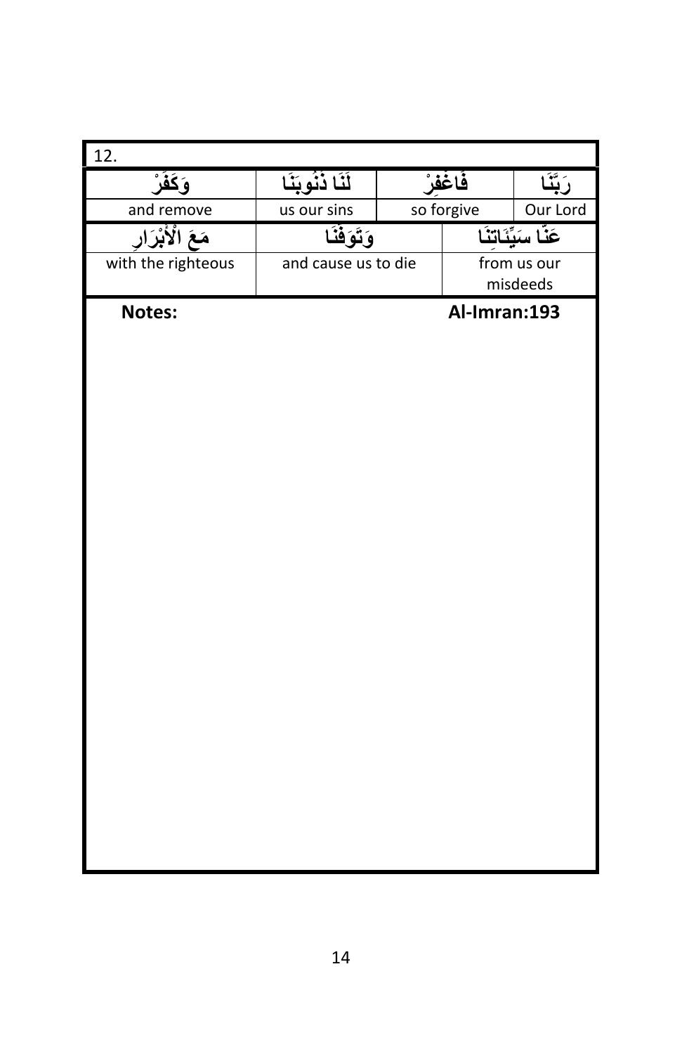12.

| وَكَفِّرْ | لَنَا ذُنُوبَنَا | فَاغْفِرْ | رَبَّنَا |
|---|---|---|---|
| and remove | us our sins | so forgive | Our Lord |
| مَعَ الْأَبْرَارِ | وَتَوَفَّنَا | | عَنَّا سَيِّئَاتِنَا |
| with the righteous | and cause us to die | | from us our misdeeds |

**Notes:** **Al-Imran:193**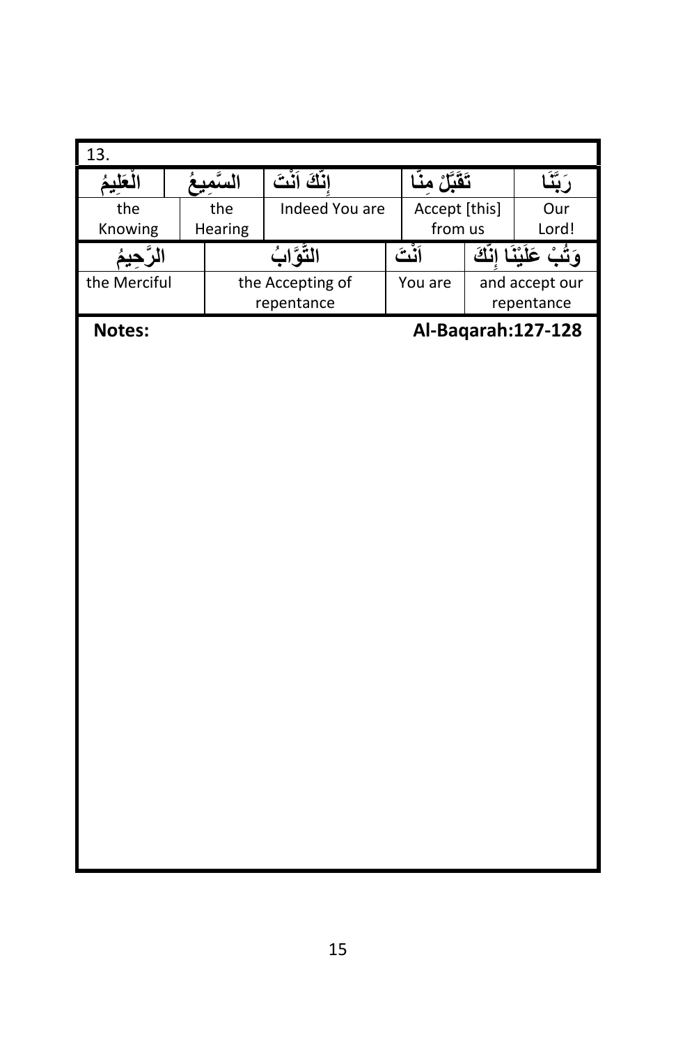13.

| الْعَلِيمُ | السَّمِيعُ | إِنَّكَ أَنْتَ | تَقَبَّلْ مِنَّا | رَبَّنَا |
|---|---|---|---|---|
| the Knowing | the Hearing | Indeed You are | Accept [this] from us | Our Lord! |

| الرَّحِيمُ | التَّوَّابُ | أَنْتَ | وَتُبْ عَلَيْنَا إِنَّكَ |
|---|---|---|---|
| the Merciful | the Accepting of repentance | You are | and accept our repentance |

**Notes:** **Al-Baqarah:127-128**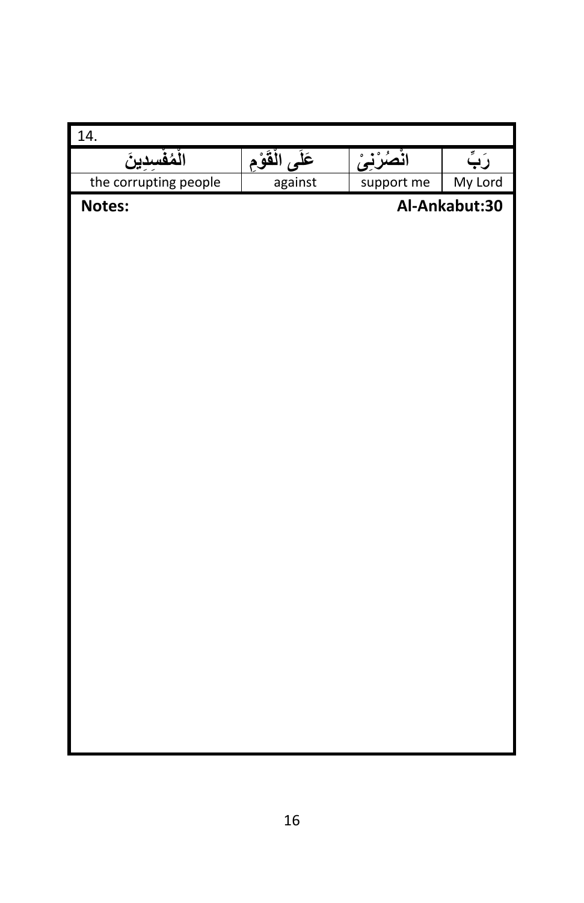| 14. | | | |
|---|---|---|---|
| الْمُفْسِدِينَ | عَلَى الْقَوْمِ | انْصُرْنِىْ | رَبِّ |
| the corrupting people | against | support me | My Lord |

**Notes:** **Al-Ankabut:30**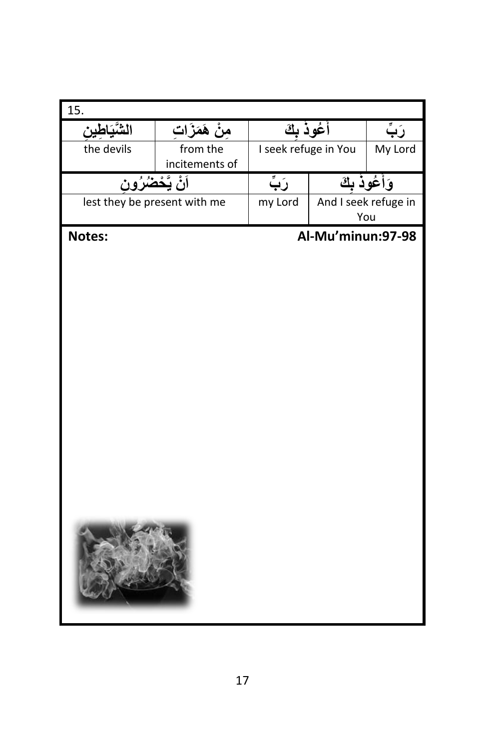| 15. | | | |
|---|---|---|---|
| الشَّيَاطِينِ | مِنْ هَمَزَاتِ | أَعُوذُ بِكَ | رَبِّ |
| the devils | from the incitements of | I seek refuge in You | My Lord |
| أَنْ يَحْضُرُونِ | | رَبِّ | وَأَعُوذُ بِكَ |
| lest they be present with me | | my Lord | And I seek refuge in You |

**Notes:** **Al-Mu'minun:97-98**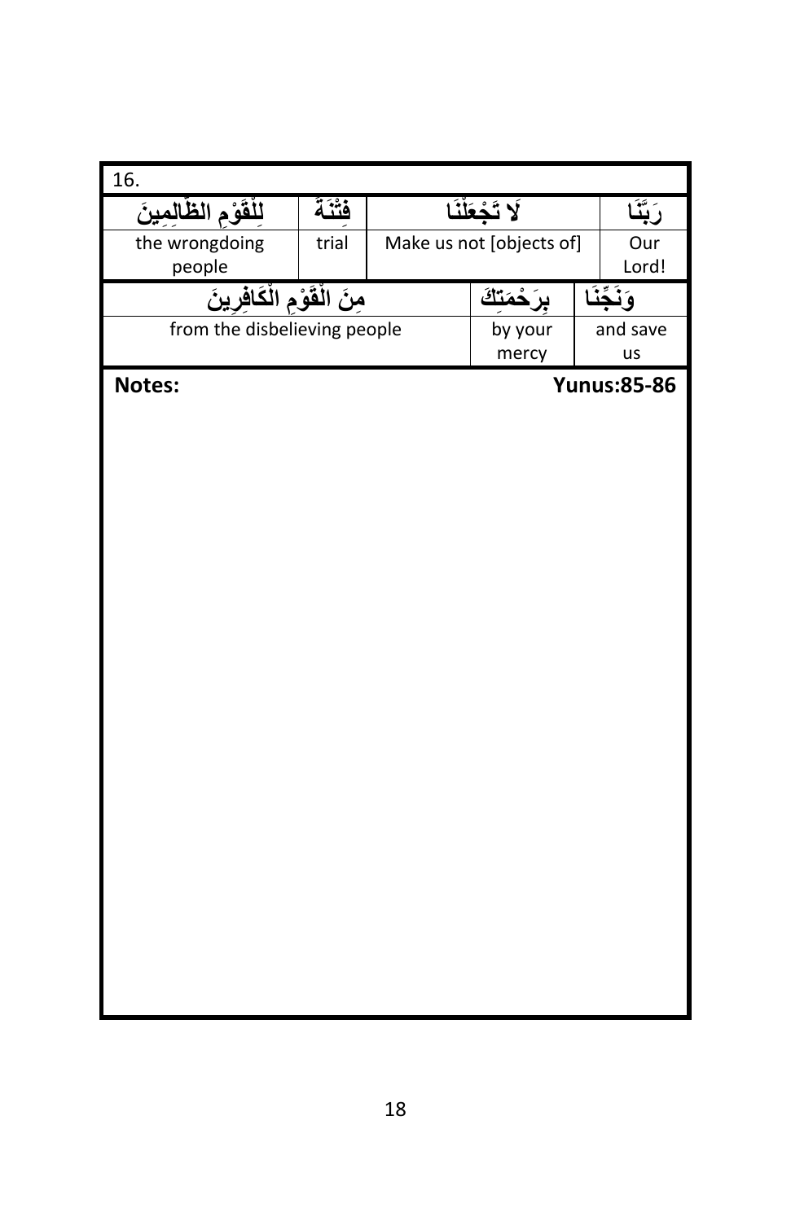16.

| لِلْقَوْمِ الظَّالِمِينَ | فِتْنَةً | لَا تَجْعَلْنَا | رَبَّنَا |
|---|---|---|---|
| the wrongdoing people | trial | Make us not [objects of] | Our Lord! |

| مِنَ الْقَوْمِ الْكَافِرِينَ | بِرَحْمَتِكَ | وَنَجِّنَا |
|---|---|---|
| from the disbelieving people | by your mercy | and save us |

**Notes:** **Yunus:85-86**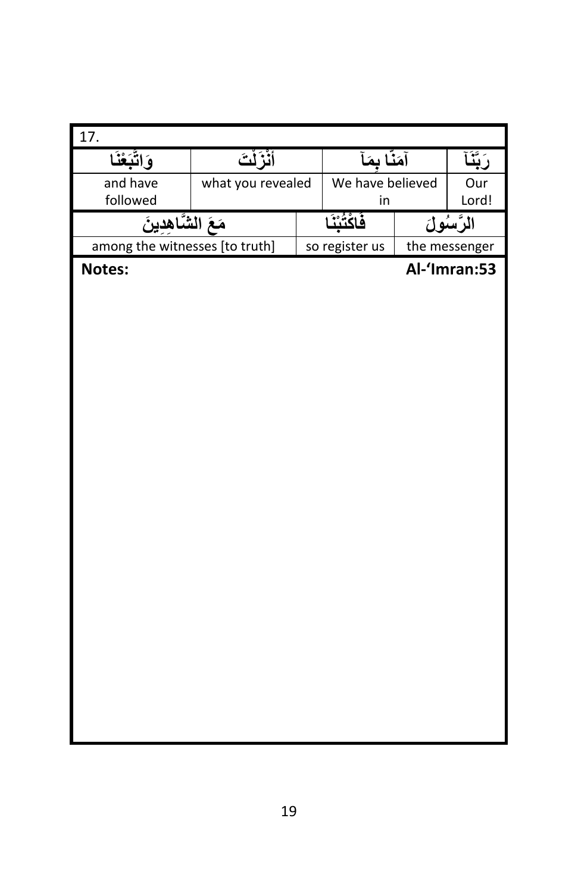17.

| وَاتَّبَعْنَا | أَنْزَلْتَ | آمَنَّا بِمَآ | رَبَّنَآ |
|---|---|---|---|
| and have followed | what you revealed | We have believed in | Our Lord! |

| مَعَ الشَّاهِدِينَ | فَاكْتُبْنَا | الرَّسُولَ |
|---|---|---|
| among the witnesses [to truth] | so register us | the messenger |

**Notes:** **Al-'Imran:53**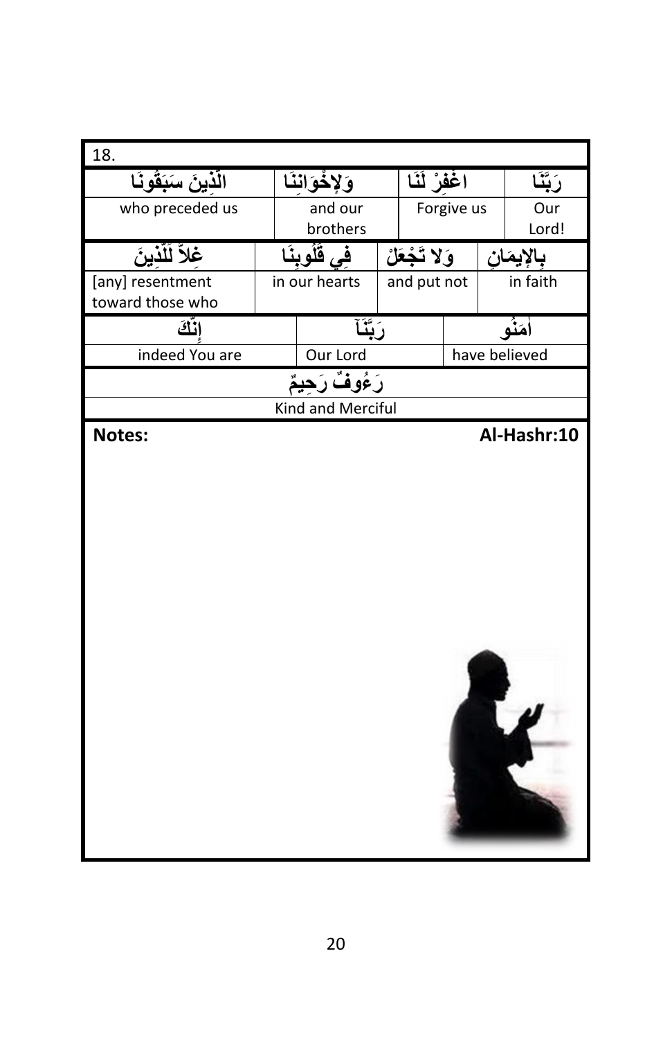18.

| الَّذِينَ سَبَقُونَا | وَلِإِخْوَانِنَا | اغْفِرْ لَنَا | رَبَّنَا |
|---|---|---|---|
| who preceded us | and our brothers | Forgive us | Our Lord! |

| غِلاًّ لِّلَّذِينَ | فِي قُلُوبِنَا | وَلا تَجْعَلْ | بِالإِيمَانِ |
|---|---|---|---|
| [any] resentment toward those who | in our hearts | and put not | in faith |

| إِنَّكَ | رَبَّنَآ | آمَنُوا |
|---|---|---|
| indeed You are | Our Lord | have believed |

| رَءُوفٌ رَحِيمٌ |
|---|
| Kind and Merciful |

**Notes:** **Al-Hashr:10**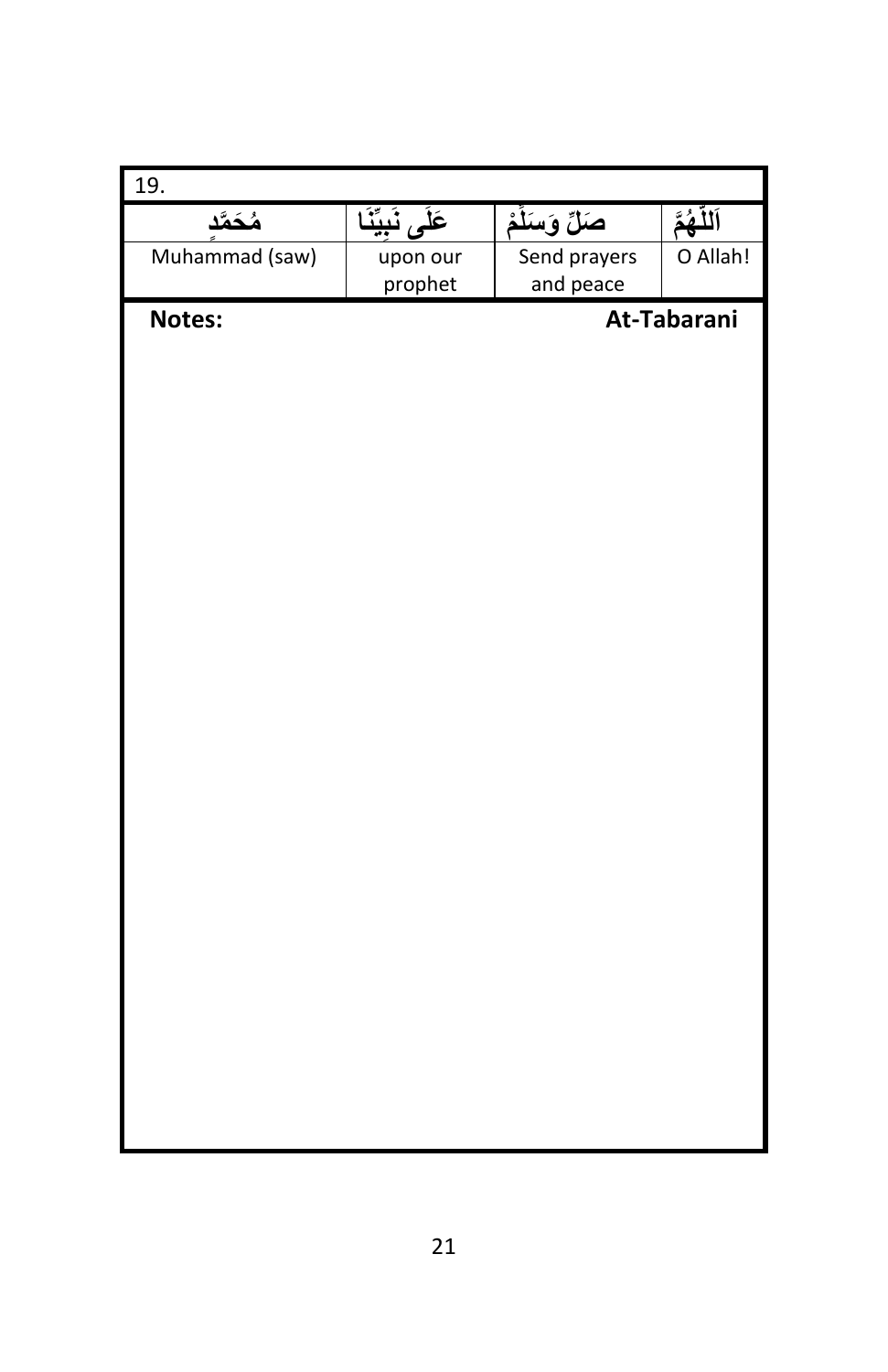| 19. | | | |
|---|---|---|---|
| مُحَمَّدٍ | عَلَى نَبِيِّنَا | صَلِّ وَسَلِّمْ | اَللّٰهُمَّ |
| Muhammad (saw) | upon our prophet | Send prayers and peace | O Allah! |

**Notes:** **At-Tabarani**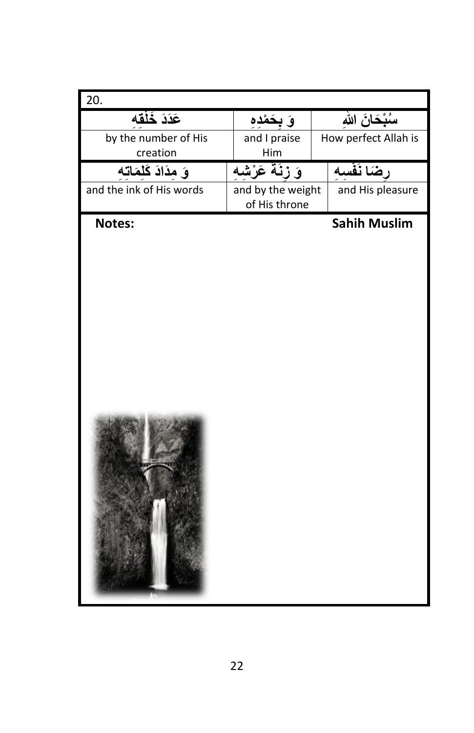| 20. | | |
|---|---|---|
| عَدَدَ خَلْقِهِ | وَ بِحَمْدِهِ | سُبْحَانَ اللهِ |
| by the number of His creation | and I praise Him | How perfect Allah is |
| وَ مِدَادَ كَلِمَاتِهِ | وَ زِنَةَ عَرْشِهِ | رِضَا نَفْسِهِ |
| and the ink of His words | and by the weight of His throne | and His pleasure |

**Notes:** **Sahih Muslim**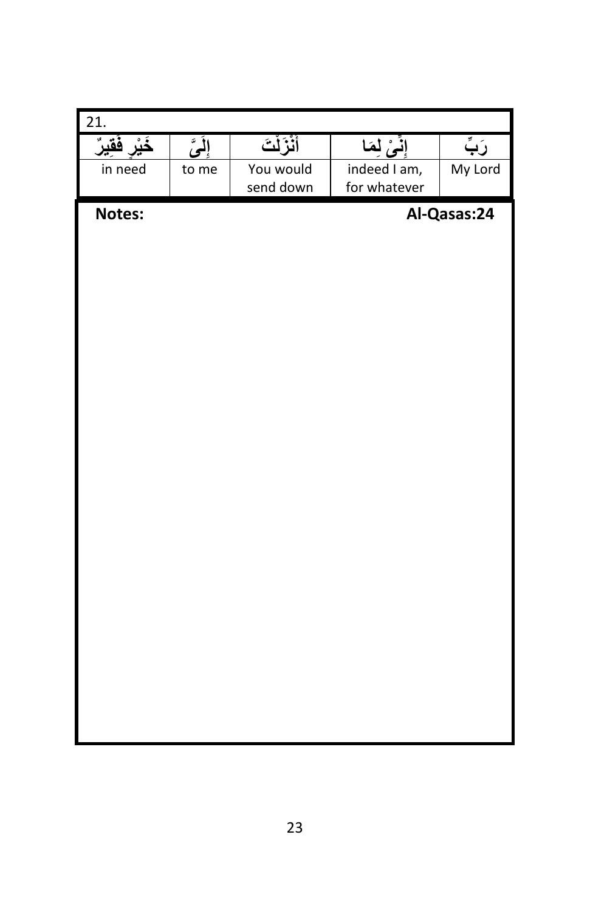| 21. | | | | |
|---|---|---|---|---|
| خَيْرٍ فَقِيرٌ | إِلَيَّ | أَنْزَلْتَ | إِنِّيْ لِمَا | رَبِّ |
| in need | to me | You would send down | indeed I am, for whatever | My Lord |

**Notes:** **Al-Qasas:24**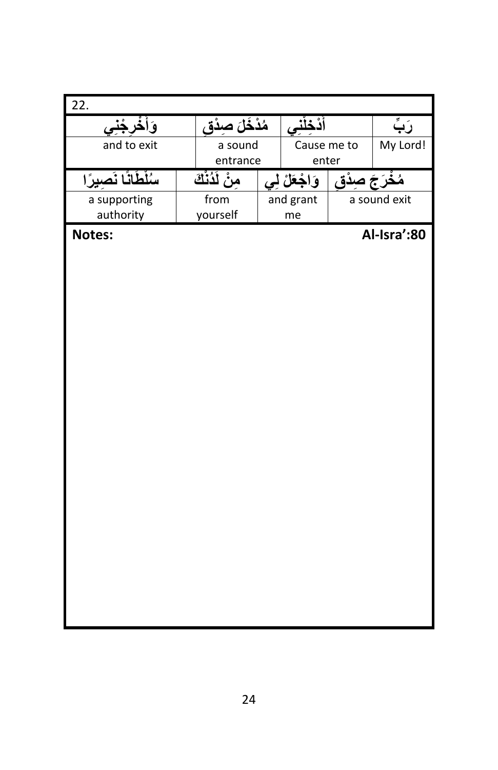22.

| وَأَخْرِجْنِي | مُدْخَلَ صِدْقٍ | أَدْخِلْنِي | رَبِّ |
|---|---|---|---|
| and to exit | a sound entrance | Cause me to enter | My Lord! |

| سُلْطَانًا نَصِيرًا | مِنْ لَدُنْكَ | وَاجْعَلْ لِي | مُخْرَجَ صِدْقٍ |
|---|---|---|---|
| a supporting authority | from yourself | and grant me | a sound exit |

**Notes:** **Al-Isra':80**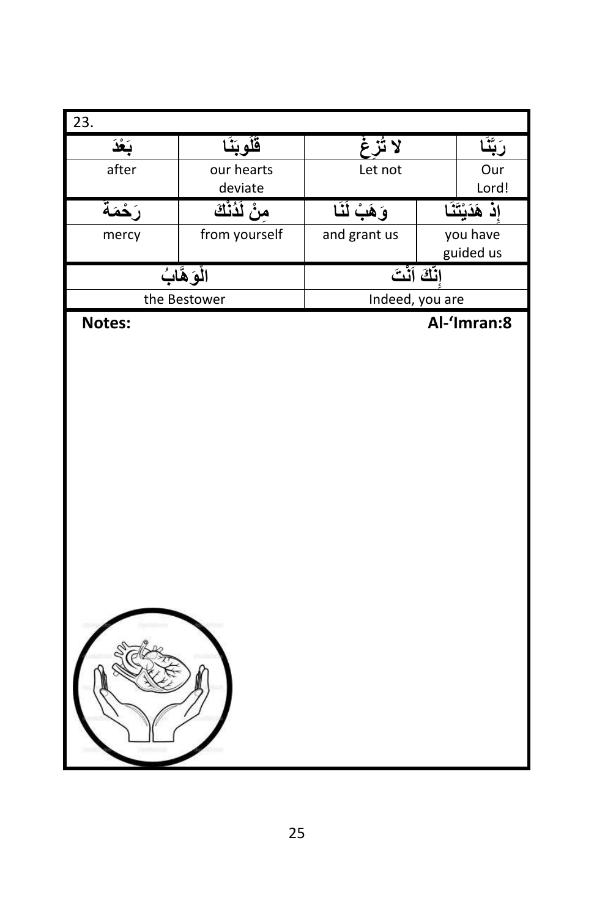23.

| بَعْدَ | قُلُوبَنَا | لا تُزِغْ | رَبَّنَا |
|---|---|---|---|
| after | our hearts deviate | Let not | Our Lord! |
| رَحْمَةً | مِنْ لَدُنْكَ | وَهَبْ لَنَا | إِذْ هَدَيْتَنَا |
| mercy | from yourself | and grant us | you have guided us |
| الْوَهَّابُ | | إِنَّكَ أَنْتَ | |
| the Bestower | | Indeed, you are | |

**Notes:** **Al-'Imran:8**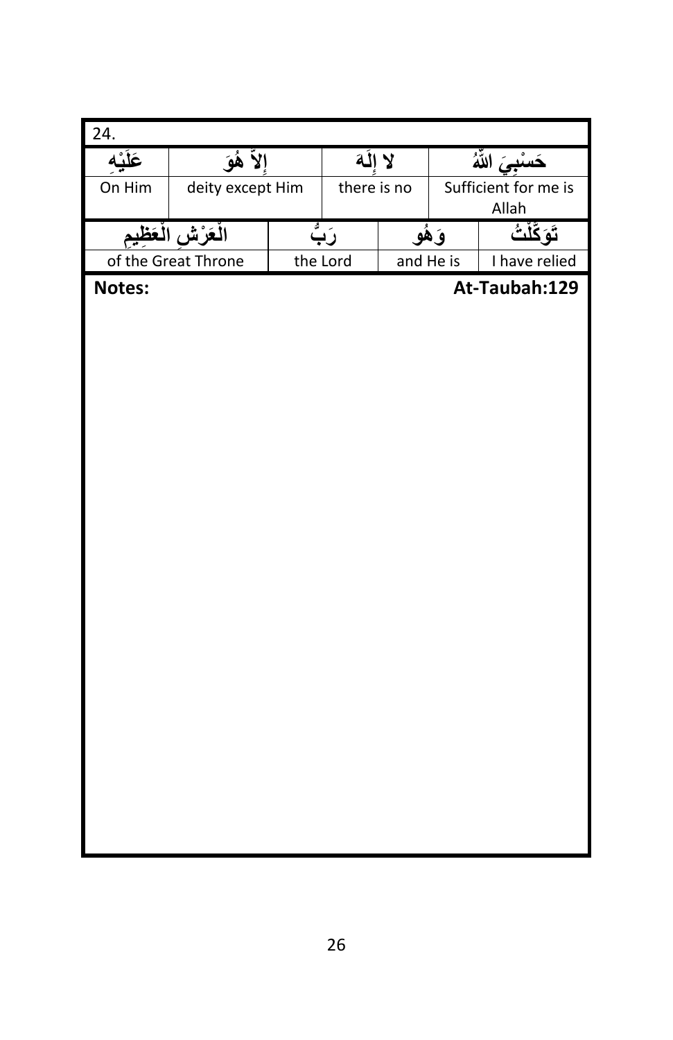24.

| عَلَيْهِ | إِلاَّ هُوَ | لا إِلَهَ | حَسْبِيَ اللّهُ |
|---|---|---|---|
| On Him | deity except Him | there is no | Sufficient for me is Allah |

| الْعَرْشِ الْعَظِيمِ | رَبُّ | وَهُو | تَوَكَّلْتُ |
|---|---|---|---|
| of the Great Throne | the Lord | and He is | I have relied |

**Notes:** **At-Taubah:129**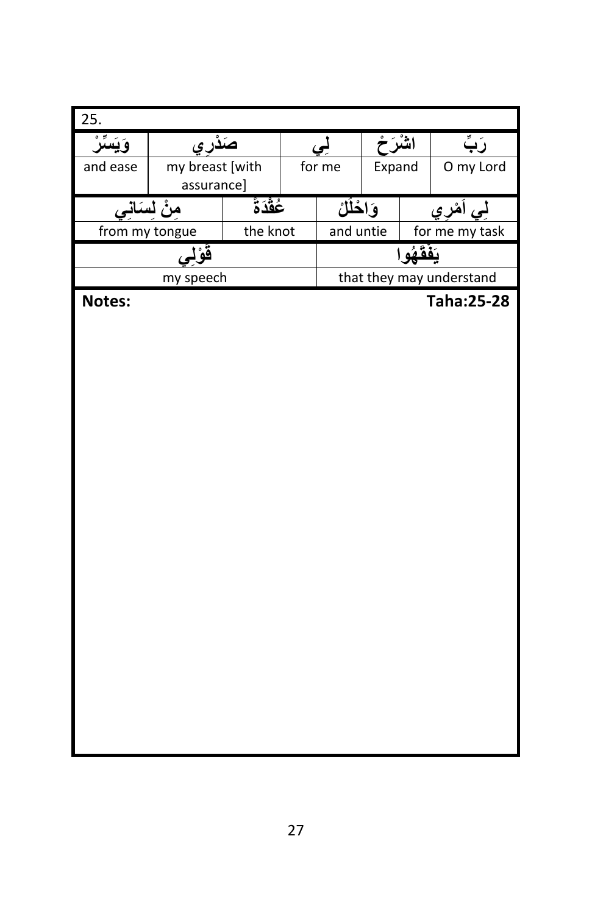25.

| وَيَسِّرْ | صَدْرِي | لِي | اشْرَحْ | رَبِّ |
|---|---|---|---|---|
| and ease | my breast [with assurance] | for me | Expand | O my Lord |

| مِنْ لِسَانِي | عُقْدَةً | وَاحْلُلْ | لِي أَمْرِي |
|---|---|---|---|
| from my tongue | the knot | and untie | for me my task |

| قَوْلِي | يَفْقَهُوا |
|---|---|
| my speech | that they may understand |

**Notes:** **Taha:25-28**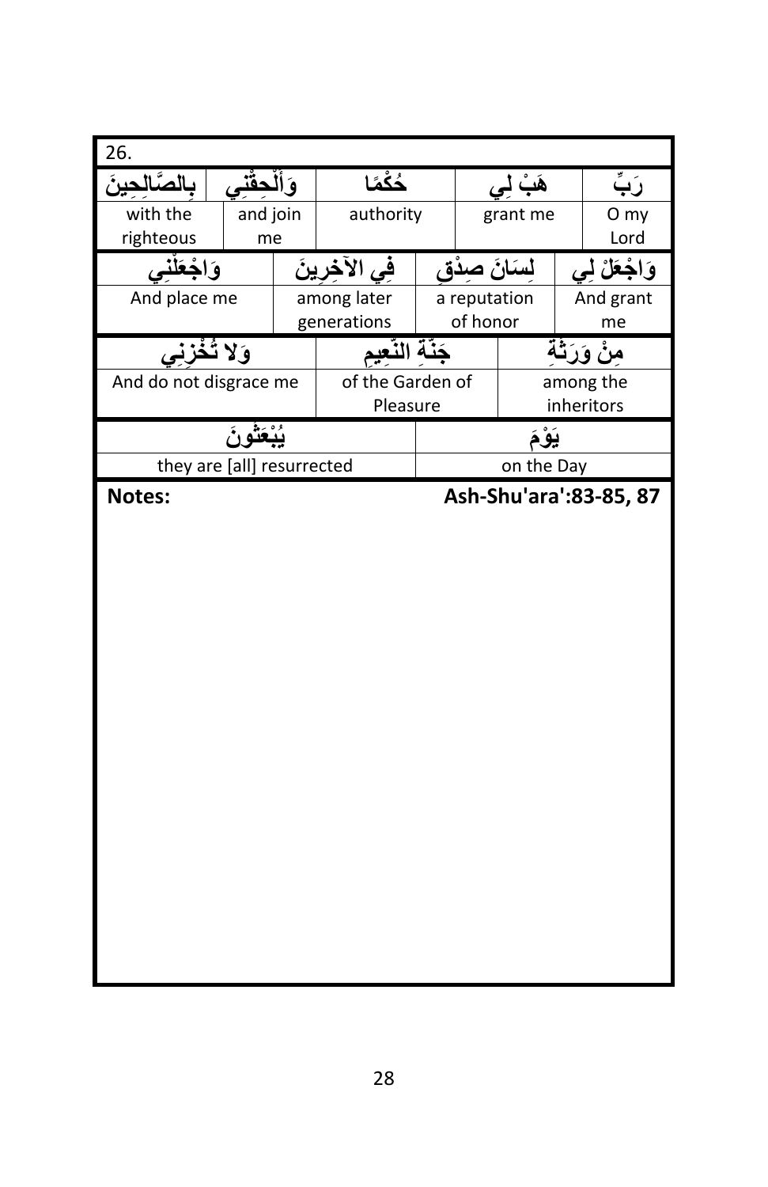26.

| بِالصَّالِحِينَ | وَأَلْحِقْنِي | حُكْمًا | هَبْ لِي | رَبِّ |
|---|---|---|---|---|
| with the righteous | and join me | authority | grant me | O my Lord |

| وَاجْعَلْنِي | فِي الآخِرِينَ | لِسَانَ صِدْقٍ | وَاجْعَلْ لِي |
|---|---|---|---|
| And place me | among later generations | a reputation of honor | And grant me |

| وَلا تُخْزِنِي | جَنَّةِ النَّعِيمِ | مِنْ وَرَثَةِ |
|---|---|---|
| And do not disgrace me | of the Garden of Pleasure | among the inheritors |

| يُبْعَثُونَ | يَوْمَ |
|---|---|
| they are [all] resurrected | on the Day |

**Notes:** **Ash-Shu'ara':83-85, 87**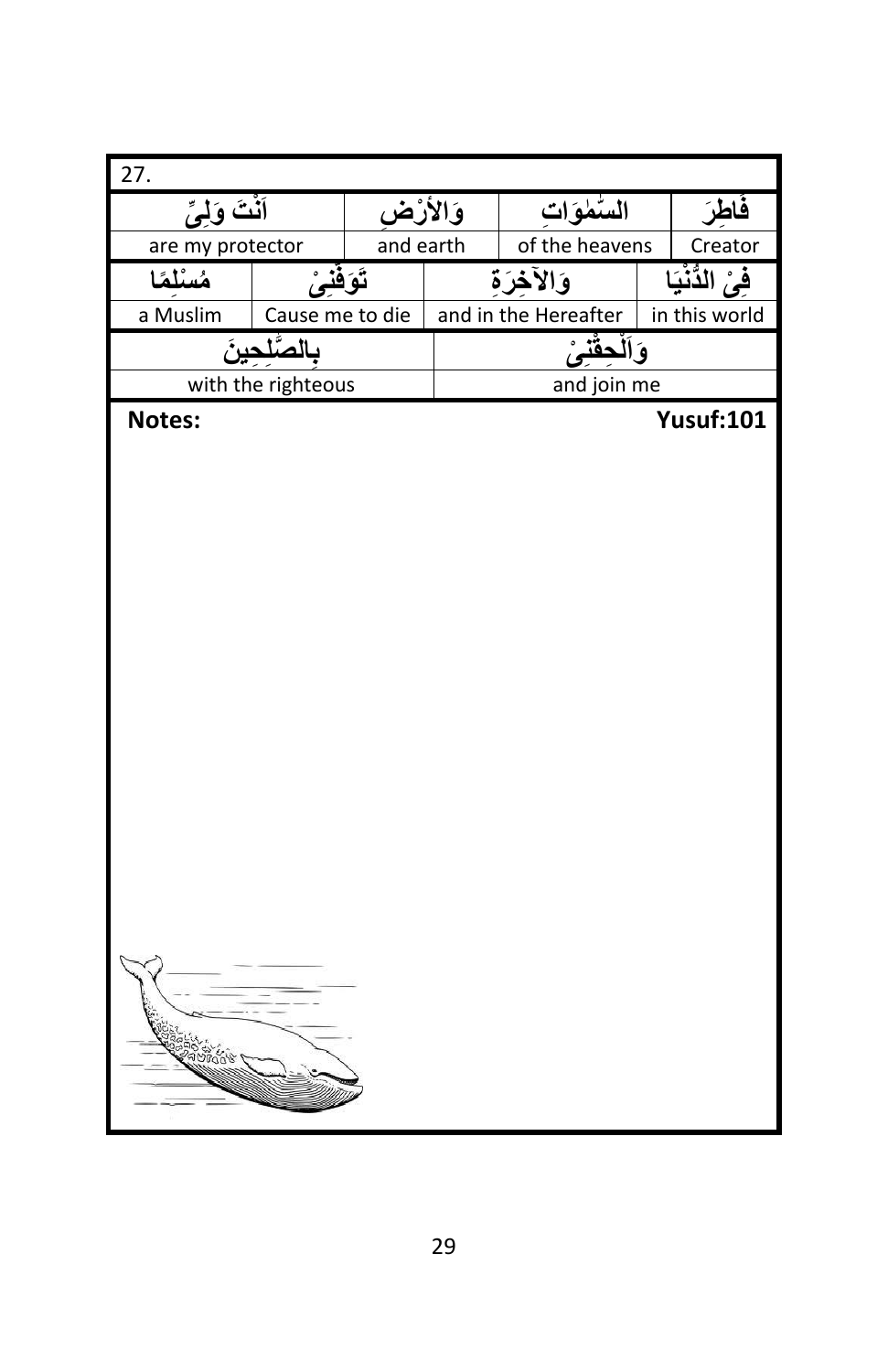27.

| اَنْتَ وَلِيِّ | وَالأَرْضِ | السّٰمٰوَاتِ | فَاطِرَ |
|---|---|---|---|
| are my protector | and earth | of the heavens | Creator |

| مُسْلِمًا | تَوَفَّنِيْ | وَالآخِرَةِ | فِيْ الدُّنْيَا |
|---|---|---|---|
| a Muslim | Cause me to die | and in the Hereafter | in this world |

| بِالصّٰلِحِينَ | وَاَلْحِقْنِيْ |
|---|---|
| with the righteous | and join me |

**Notes:** **Yusuf:101**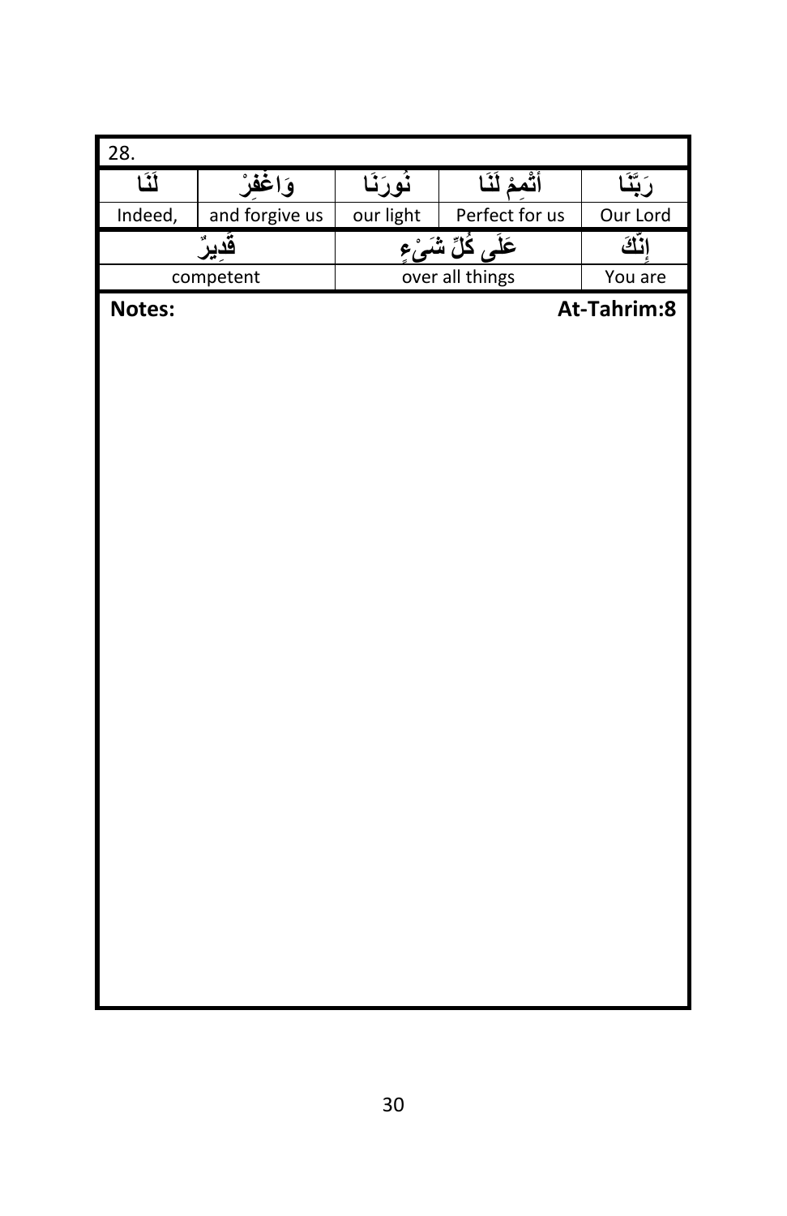| 28. | | | | |
|---|---|---|---|---|
| لَنَا | وَاغْفِرْ | نُورَنَا | أَتْمِمْ لَنَا | رَبَّنَا |
| Indeed, | and forgive us | our light | Perfect for us | Our Lord |
| قَدِيرٌ | | عَلَى كُلِّ شَيْءٍ | | إِنَّكَ |
| competent | | over all things | | You are |

**Notes:** **At-Tahrim:8**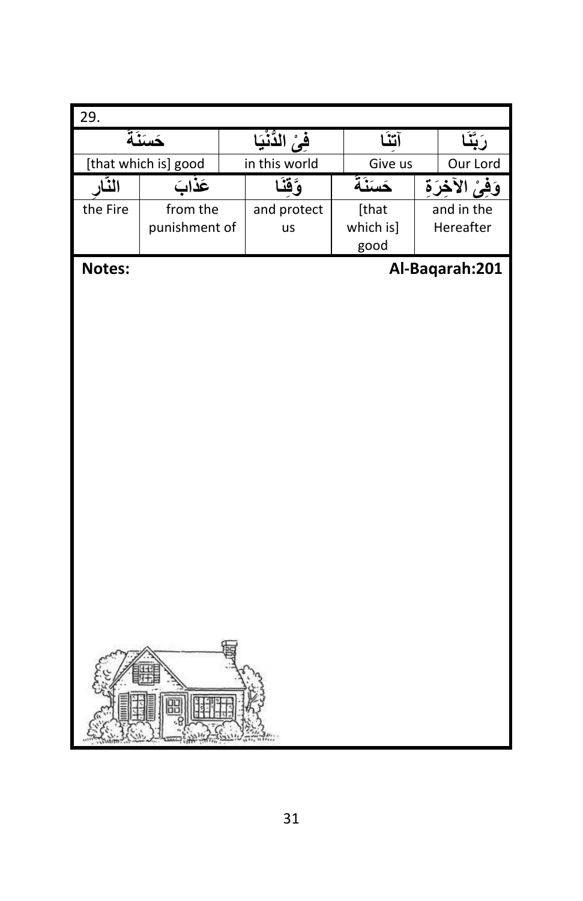29.

| حَسَنَةً | فِيْ الدُّنْيَا | آتِنَا | رَبَّنَا |
|---|---|---|---|
| [that which is] good | in this world | Give us | Our Lord |

| النَّارِ | عَذَابَ | وَّقِنَا | حَسَنَةً | وَفِيْ الآخِرَةِ |
|---|---|---|---|---|
| the Fire | from the punishment of | and protect us | [that which is] good | and in the Hereafter |

**Notes:** **Al-Baqarah:201**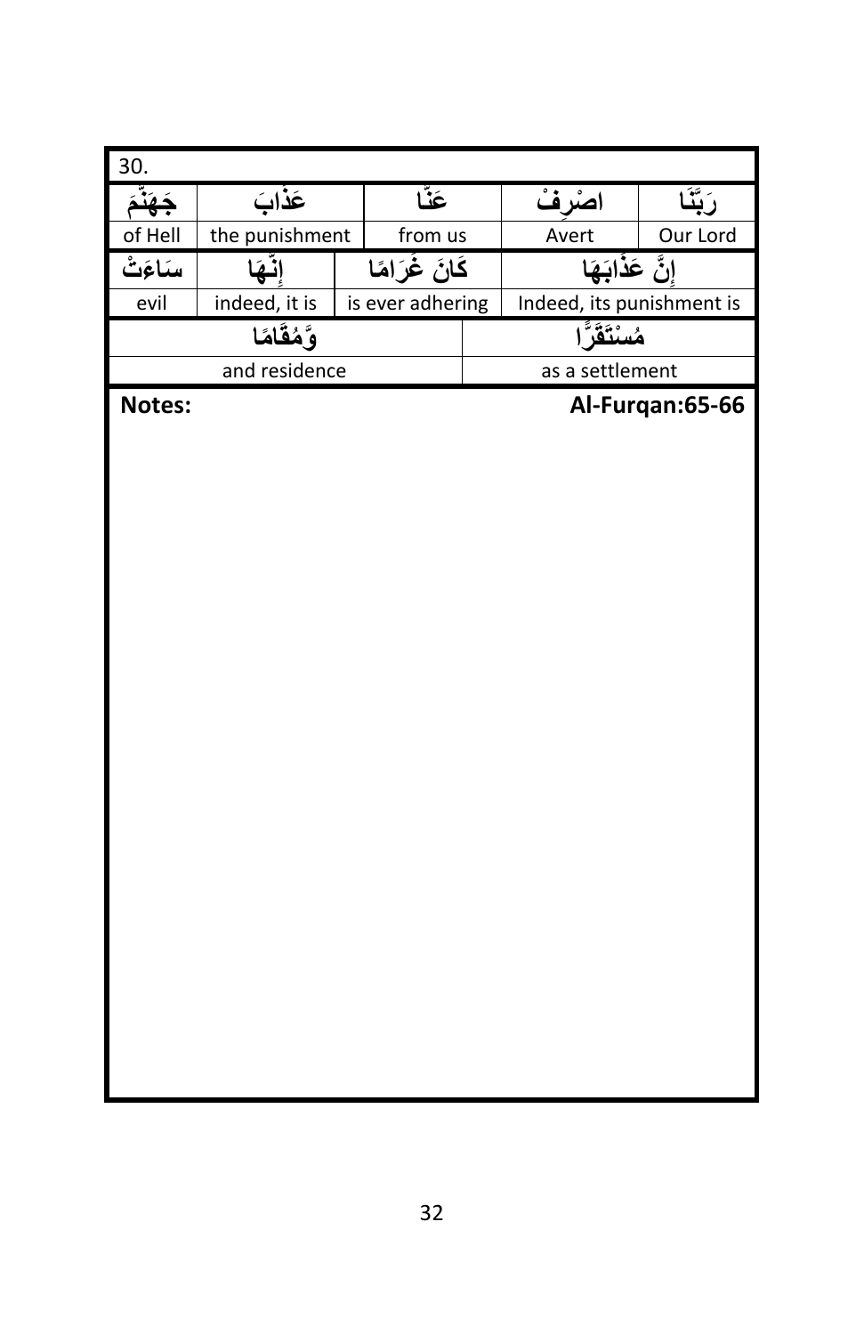30.

| | | | | |
|---|---|---|---|---|
| جَهَنَّمَ | عَذَابَ | عَنَّا | اصْرِفْ | رَبَّنَا |
| of Hell | the punishment | from us | Avert | Our Lord |
| سَاءَتْ | إِنَّهَا | كَانَ غَرَامًا | إِنَّ عَذَابَهَا | |
| evil | indeed, it is | is ever adhering | Indeed, its punishment is | |
| وَّمُقَامًا | | | مُسْتَقَرًّا | |
| and residence | | | as a settlement | |

**Notes:** **Al-Furqan:65-66**